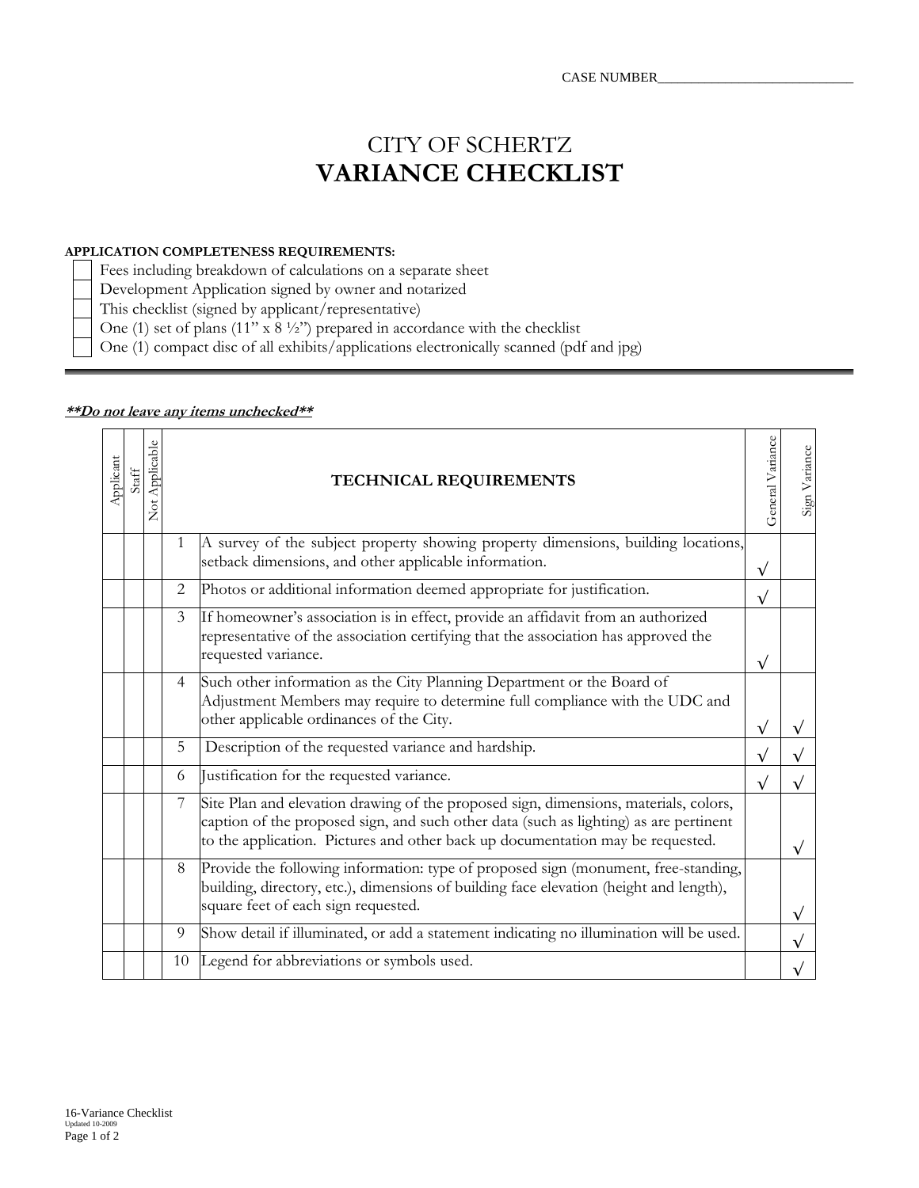CASE NUMBER______________________________

# CITY OF SCHERTZ
# VARIANCE CHECKLIST

**APPLICATION COMPLETENESS REQUIREMENTS:**

- ☐ Fees including breakdown of calculations on a separate sheet
- ☐ Development Application signed by owner and notarized
- ☐ This checklist (signed by applicant/representative)
- ☐ One (1) set of plans (11" x 8 ½") prepared in accordance with the checklist
- ☐ One (1) compact disc of all exhibits/applications electronically scanned (pdf and jpg)

***__**Do not leave any items unchecked**__***

| Applicant | Staff | Not Applicable | | TECHNICAL REQUIREMENTS | General Variance | Sign Variance |
|---|---|---|---|---|---|---|
| | | | 1 | A survey of the subject property showing property dimensions, building locations, setback dimensions, and other applicable information. | √ | |
| | | | 2 | Photos or additional information deemed appropriate for justification. | √ | |
| | | | 3 | If homeowner's association is in effect, provide an affidavit from an authorized representative of the association certifying that the association has approved the requested variance. | √ | |
| | | | 4 | Such other information as the City Planning Department or the Board of Adjustment Members may require to determine full compliance with the UDC and other applicable ordinances of the City. | √ | √ |
| | | | 5 | Description of the requested variance and hardship. | √ | √ |
| | | | 6 | Justification for the requested variance. | √ | √ |
| | | | 7 | Site Plan and elevation drawing of the proposed sign, dimensions, materials, colors, caption of the proposed sign, and such other data (such as lighting) as are pertinent to the application. Pictures and other back up documentation may be requested. | | √ |
| | | | 8 | Provide the following information: type of proposed sign (monument, free-standing, building, directory, etc.), dimensions of building face elevation (height and length), square feet of each sign requested. | | √ |
| | | | 9 | Show detail if illuminated, or add a statement indicating no illumination will be used. | | √ |
| | | | 10 | Legend for abbreviations or symbols used. | | √ |

16-Variance Checklist
Updated 10-2009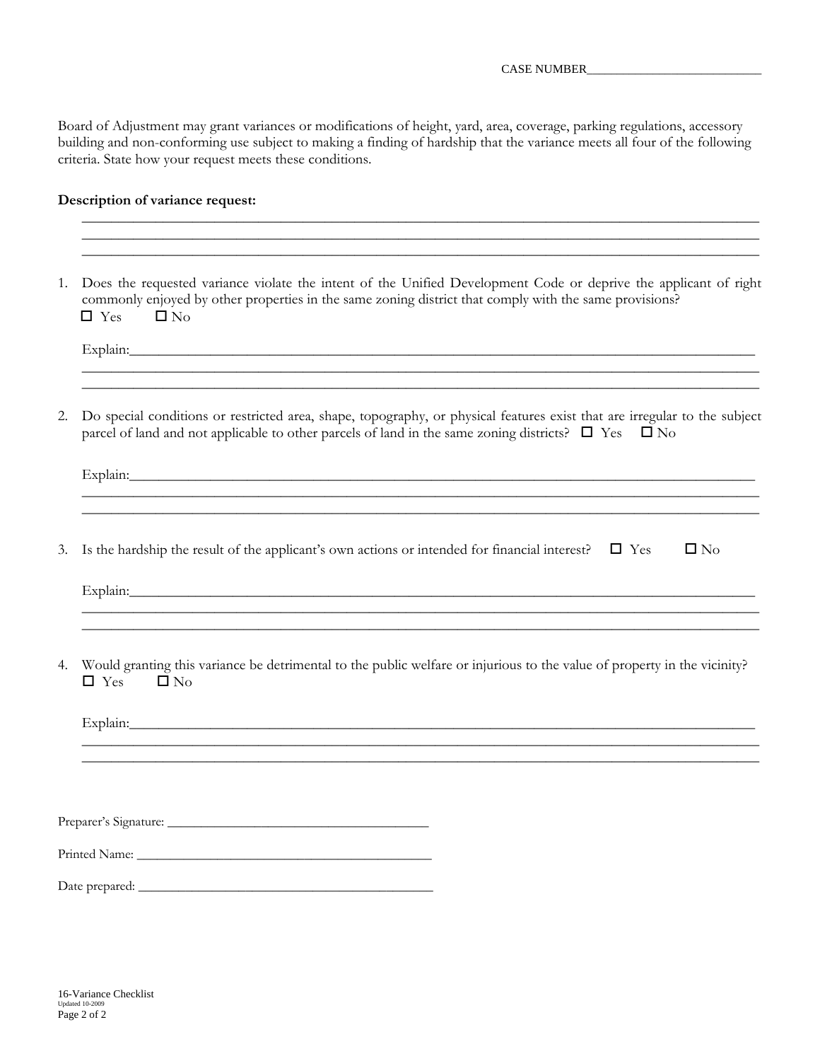CASE NUMBER\_\_\_\_\_\_\_\_\_\_\_\_\_\_\_\_\_\_\_\_\_\_\_\_\_\_\_\_

Board of Adjustment may grant variances or modifications of height, yard, area, coverage, parking regulations, accessory building and non-conforming use subject to making a finding of hardship that the variance meets all four of the following criteria. State how your request meets these conditions.

**Description of variance request:**

\_\_\_\_\_\_\_\_\_\_\_\_\_\_\_\_\_\_\_\_\_\_\_\_\_\_\_\_\_\_\_\_\_\_\_\_\_\_\_\_\_\_\_\_\_\_\_\_\_\_\_\_\_\_\_\_\_\_\_\_\_\_\_\_\_\_\_\_\_\_\_\_\_\_\_\_\_\_

\_\_\_\_\_\_\_\_\_\_\_\_\_\_\_\_\_\_\_\_\_\_\_\_\_\_\_\_\_\_\_\_\_\_\_\_\_\_\_\_\_\_\_\_\_\_\_\_\_\_\_\_\_\_\_\_\_\_\_\_\_\_\_\_\_\_\_\_\_\_\_\_\_\_\_\_\_\_

\_\_\_\_\_\_\_\_\_\_\_\_\_\_\_\_\_\_\_\_\_\_\_\_\_\_\_\_\_\_\_\_\_\_\_\_\_\_\_\_\_\_\_\_\_\_\_\_\_\_\_\_\_\_\_\_\_\_\_\_\_\_\_\_\_\_\_\_\_\_\_\_\_\_\_\_\_\_

1. Does the requested variance violate the intent of the Unified Development Code or deprive the applicant of right commonly enjoyed by other properties in the same zoning district that comply with the same provisions?
   ☐ Yes ☐ No

   Explain:\_\_\_\_\_\_\_\_\_\_\_\_\_\_\_\_\_\_\_\_\_\_\_\_\_\_\_\_\_\_\_\_\_\_\_\_\_\_\_\_\_\_\_\_\_\_\_\_\_\_\_\_\_\_\_\_\_\_\_\_\_\_\_\_\_\_\_\_\_\_

   \_\_\_\_\_\_\_\_\_\_\_\_\_\_\_\_\_\_\_\_\_\_\_\_\_\_\_\_\_\_\_\_\_\_\_\_\_\_\_\_\_\_\_\_\_\_\_\_\_\_\_\_\_\_\_\_\_\_\_\_\_\_\_\_\_\_\_\_\_\_\_\_\_\_\_\_

   \_\_\_\_\_\_\_\_\_\_\_\_\_\_\_\_\_\_\_\_\_\_\_\_\_\_\_\_\_\_\_\_\_\_\_\_\_\_\_\_\_\_\_\_\_\_\_\_\_\_\_\_\_\_\_\_\_\_\_\_\_\_\_\_\_\_\_\_\_\_\_\_\_\_\_\_

2. Do special conditions or restricted area, shape, topography, or physical features exist that are irregular to the subject parcel of land and not applicable to other parcels of land in the same zoning districts? ☐ Yes ☐ No

   Explain:\_\_\_\_\_\_\_\_\_\_\_\_\_\_\_\_\_\_\_\_\_\_\_\_\_\_\_\_\_\_\_\_\_\_\_\_\_\_\_\_\_\_\_\_\_\_\_\_\_\_\_\_\_\_\_\_\_\_\_\_\_\_\_\_\_\_\_\_\_\_

   \_\_\_\_\_\_\_\_\_\_\_\_\_\_\_\_\_\_\_\_\_\_\_\_\_\_\_\_\_\_\_\_\_\_\_\_\_\_\_\_\_\_\_\_\_\_\_\_\_\_\_\_\_\_\_\_\_\_\_\_\_\_\_\_\_\_\_\_\_\_\_\_\_\_\_\_

   \_\_\_\_\_\_\_\_\_\_\_\_\_\_\_\_\_\_\_\_\_\_\_\_\_\_\_\_\_\_\_\_\_\_\_\_\_\_\_\_\_\_\_\_\_\_\_\_\_\_\_\_\_\_\_\_\_\_\_\_\_\_\_\_\_\_\_\_\_\_\_\_\_\_\_\_

3. Is the hardship the result of the applicant's own actions or intended for financial interest? ☐ Yes ☐ No

   Explain:\_\_\_\_\_\_\_\_\_\_\_\_\_\_\_\_\_\_\_\_\_\_\_\_\_\_\_\_\_\_\_\_\_\_\_\_\_\_\_\_\_\_\_\_\_\_\_\_\_\_\_\_\_\_\_\_\_\_\_\_\_\_\_\_\_\_\_\_\_\_

   \_\_\_\_\_\_\_\_\_\_\_\_\_\_\_\_\_\_\_\_\_\_\_\_\_\_\_\_\_\_\_\_\_\_\_\_\_\_\_\_\_\_\_\_\_\_\_\_\_\_\_\_\_\_\_\_\_\_\_\_\_\_\_\_\_\_\_\_\_\_\_\_\_\_\_\_

   \_\_\_\_\_\_\_\_\_\_\_\_\_\_\_\_\_\_\_\_\_\_\_\_\_\_\_\_\_\_\_\_\_\_\_\_\_\_\_\_\_\_\_\_\_\_\_\_\_\_\_\_\_\_\_\_\_\_\_\_\_\_\_\_\_\_\_\_\_\_\_\_\_\_\_\_

4. Would granting this variance be detrimental to the public welfare or injurious to the value of property in the vicinity?
   ☐ Yes ☐ No

   Explain:\_\_\_\_\_\_\_\_\_\_\_\_\_\_\_\_\_\_\_\_\_\_\_\_\_\_\_\_\_\_\_\_\_\_\_\_\_\_\_\_\_\_\_\_\_\_\_\_\_\_\_\_\_\_\_\_\_\_\_\_\_\_\_\_\_\_\_\_\_\_

   \_\_\_\_\_\_\_\_\_\_\_\_\_\_\_\_\_\_\_\_\_\_\_\_\_\_\_\_\_\_\_\_\_\_\_\_\_\_\_\_\_\_\_\_\_\_\_\_\_\_\_\_\_\_\_\_\_\_\_\_\_\_\_\_\_\_\_\_\_\_\_\_\_\_\_\_

   \_\_\_\_\_\_\_\_\_\_\_\_\_\_\_\_\_\_\_\_\_\_\_\_\_\_\_\_\_\_\_\_\_\_\_\_\_\_\_\_\_\_\_\_\_\_\_\_\_\_\_\_\_\_\_\_\_\_\_\_\_\_\_\_\_\_\_\_\_\_\_\_\_\_\_\_

Preparer's Signature: \_\_\_\_\_\_\_\_\_\_\_\_\_\_\_\_\_\_\_\_\_\_\_\_\_\_\_\_\_\_\_\_\_\_\_\_\_\_

Printed Name: \_\_\_\_\_\_\_\_\_\_\_\_\_\_\_\_\_\_\_\_\_\_\_\_\_\_\_\_\_\_\_\_\_\_\_\_\_\_\_\_\_\_\_\_\_

Date prepared: \_\_\_\_\_\_\_\_\_\_\_\_\_\_\_\_\_\_\_\_\_\_\_\_\_\_\_\_\_\_\_\_\_\_\_\_\_\_\_\_\_\_\_\_

16-Variance Checklist
Updated 10-2009